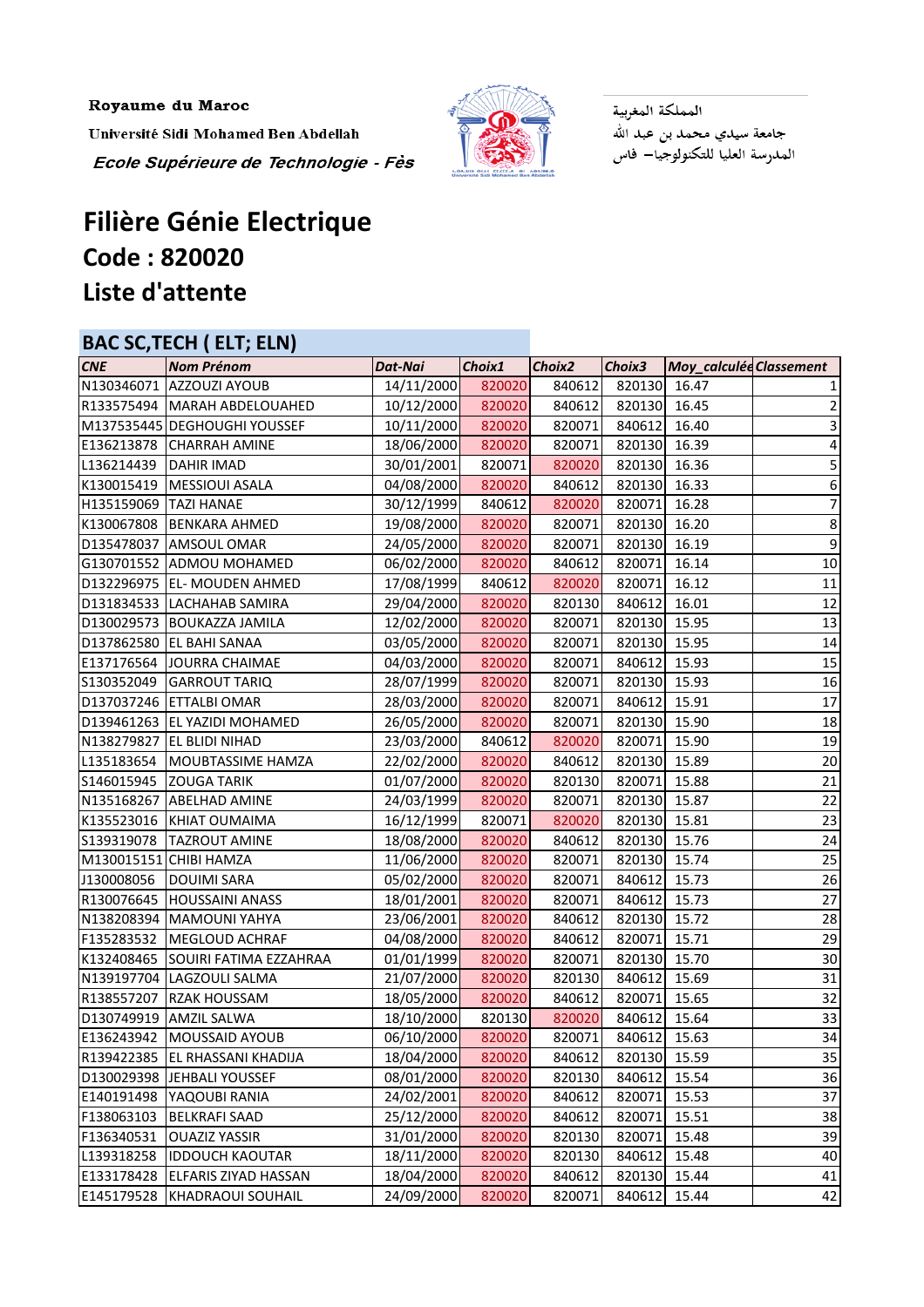Royaume du Maroc

Université Sidi Mohamed Ben Abdellah

*Ecole Supérieure de Technologie - Fès*

المملكة المغربية

جامعة سيدي محمد بن عبد الله

المدرسة العليا للتكنولوجيا– فاس

# Filière Génie Electrique

## Code : 820020

## Liste d'attente

### BAC SC,TECH ( ELT; ELN)

| CNE | Nom Prénom | Dat-Nai | Choix1 | Choix2 | Choix3 | Moy_calculée | Classement |
|---|---|---|---|---|---|---|---|
| N130346071 | AZZOUZI AYOUB | 14/11/2000 | 820020 | 840612 | 820130 | 16.47 | 1 |
| R133575494 | MARAH ABDELOUAHED | 10/12/2000 | 820020 | 840612 | 820130 | 16.45 | 2 |
| M137535445 | DEGHOUGHI YOUSSEF | 10/11/2000 | 820020 | 820071 | 840612 | 16.40 | 3 |
| E136213878 | CHARRAH AMINE | 18/06/2000 | 820020 | 820071 | 820130 | 16.39 | 4 |
| L136214439 | DAHIR IMAD | 30/01/2001 | 820071 | 820020 | 820130 | 16.36 | 5 |
| K130015419 | MESSIOUI ASALA | 04/08/2000 | 820020 | 840612 | 820130 | 16.33 | 6 |
| H135159069 | TAZI HANAE | 30/12/1999 | 840612 | 820020 | 820071 | 16.28 | 7 |
| K130067808 | BENKARA AHMED | 19/08/2000 | 820020 | 820071 | 820130 | 16.20 | 8 |
| D135478037 | AMSOUL OMAR | 24/05/2000 | 820020 | 820071 | 820130 | 16.19 | 9 |
| G130701552 | ADMOU MOHAMED | 06/02/2000 | 820020 | 840612 | 820071 | 16.14 | 10 |
| D132296975 | EL- MOUDEN AHMED | 17/08/1999 | 840612 | 820020 | 820071 | 16.12 | 11 |
| D131834533 | LACHAHAB SAMIRA | 29/04/2000 | 820020 | 820130 | 840612 | 16.01 | 12 |
| D130029573 | BOUKAZZA JAMILA | 12/02/2000 | 820020 | 820071 | 820130 | 15.95 | 13 |
| D137862580 | EL BAHI SANAA | 03/05/2000 | 820020 | 820071 | 820130 | 15.95 | 14 |
| E137176564 | JOURRA CHAIMAE | 04/03/2000 | 820020 | 820071 | 840612 | 15.93 | 15 |
| S130352049 | GARROUT TARIQ | 28/07/1999 | 820020 | 820071 | 820130 | 15.93 | 16 |
| D137037246 | ETTALBI OMAR | 28/03/2000 | 820020 | 820071 | 840612 | 15.91 | 17 |
| D139461263 | EL YAZIDI MOHAMED | 26/05/2000 | 820020 | 820071 | 820130 | 15.90 | 18 |
| N138279827 | EL BLIDI NIHAD | 23/03/2000 | 840612 | 820020 | 820071 | 15.90 | 19 |
| L135183654 | MOUBTASSIME HAMZA | 22/02/2000 | 820020 | 840612 | 820130 | 15.89 | 20 |
| S146015945 | ZOUGA TARIK | 01/07/2000 | 820020 | 820130 | 820071 | 15.88 | 21 |
| N135168267 | ABELHAD AMINE | 24/03/1999 | 820020 | 820071 | 820130 | 15.87 | 22 |
| K135523016 | KHIAT OUMAIMA | 16/12/1999 | 820071 | 820020 | 820130 | 15.81 | 23 |
| S139319078 | TAZROUT AMINE | 18/08/2000 | 820020 | 840612 | 820130 | 15.76 | 24 |
| M130015151 | CHIBI HAMZA | 11/06/2000 | 820020 | 820071 | 820130 | 15.74 | 25 |
| J130008056 | DOUIMI SARA | 05/02/2000 | 820020 | 820071 | 840612 | 15.73 | 26 |
| R130076645 | HOUSSAINI ANASS | 18/01/2001 | 820020 | 820071 | 840612 | 15.73 | 27 |
| N138208394 | MAMOUNI YAHYA | 23/06/2001 | 820020 | 840612 | 820130 | 15.72 | 28 |
| F135283532 | MEGLOUD ACHRAF | 04/08/2000 | 820020 | 840612 | 820071 | 15.71 | 29 |
| K132408465 | SOUIRI FATIMA EZZAHRAA | 01/01/1999 | 820020 | 820071 | 820130 | 15.70 | 30 |
| N139197704 | LAGZOULI SALMA | 21/07/2000 | 820020 | 820130 | 840612 | 15.69 | 31 |
| R138557207 | RZAK HOUSSAM | 18/05/2000 | 820020 | 840612 | 820071 | 15.65 | 32 |
| D130749919 | AMZIL SALWA | 18/10/2000 | 820130 | 820020 | 840612 | 15.64 | 33 |
| E136243942 | MOUSSAID AYOUB | 06/10/2000 | 820020 | 820071 | 840612 | 15.63 | 34 |
| R139422385 | EL RHASSANI KHADIJA | 18/04/2000 | 820020 | 840612 | 820130 | 15.59 | 35 |
| D130029398 | JEHBALI YOUSSEF | 08/01/2000 | 820020 | 820130 | 840612 | 15.54 | 36 |
| E140191498 | YAQOUBI RANIA | 24/02/2001 | 820020 | 840612 | 820071 | 15.53 | 37 |
| F138063103 | BELKRAFI SAAD | 25/12/2000 | 820020 | 840612 | 820071 | 15.51 | 38 |
| F136340531 | OUAZIZ YASSIR | 31/01/2000 | 820020 | 820130 | 820071 | 15.48 | 39 |
| L139318258 | IDDOUCH KAOUTAR | 18/11/2000 | 820020 | 820130 | 840612 | 15.48 | 40 |
| E133178428 | ELFARIS ZIYAD HASSAN | 18/04/2000 | 820020 | 840612 | 820130 | 15.44 | 41 |
| E145179528 | KHADRAOUI SOUHAIL | 24/09/2000 | 820020 | 820071 | 840612 | 15.44 | 42 |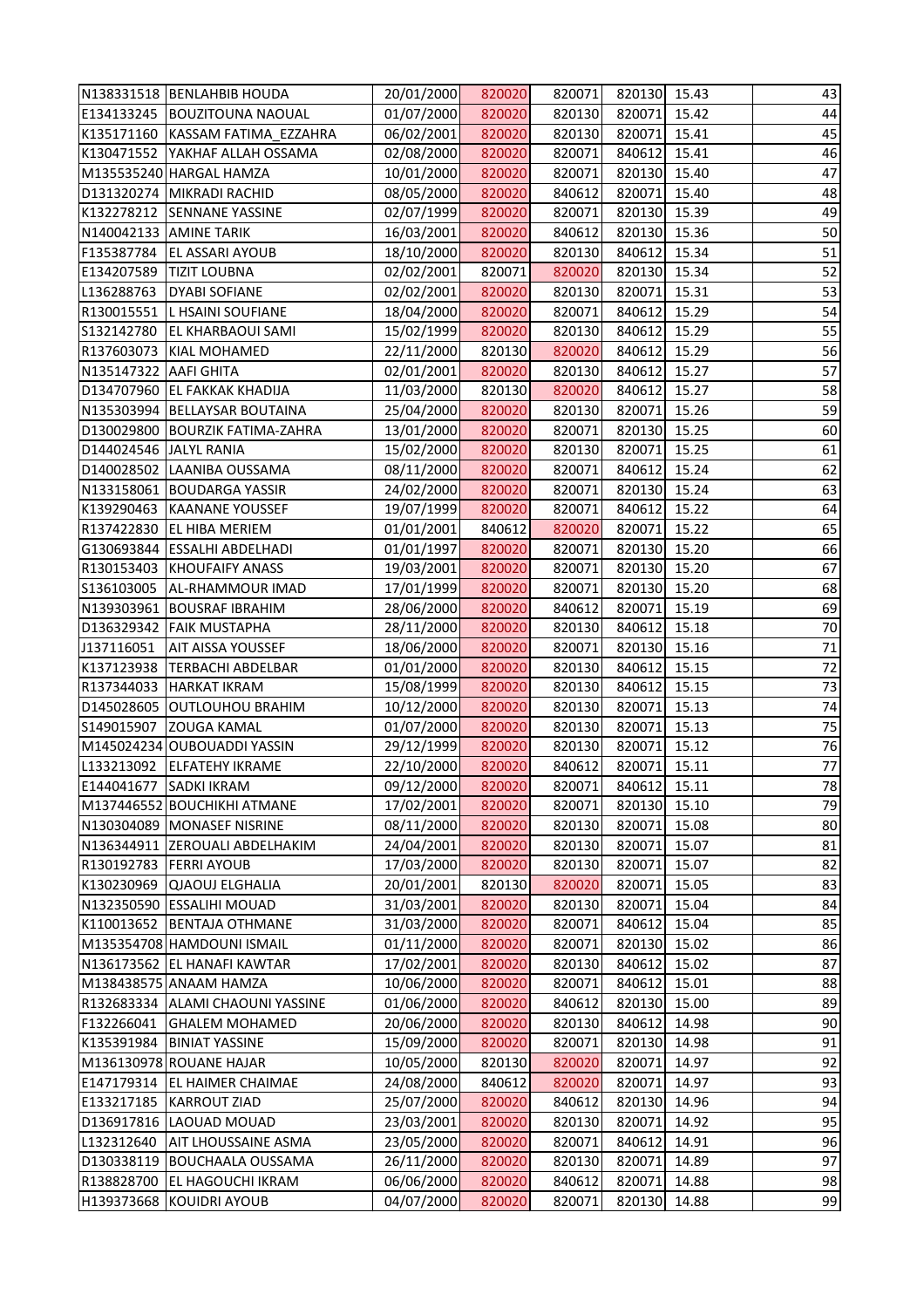| | | | | | | | |
|---|---|---|---|---|---|---|---|
| N138331518 | BENLAHBIB HOUDA | 20/01/2000 | 820020 | 820071 | 820130 | 15.43 | 43 |
| E134133245 | BOUZITOUNA NAOUAL | 01/07/2000 | 820020 | 820130 | 820071 | 15.42 | 44 |
| K135171160 | KASSAM FATIMA_EZZAHRA | 06/02/2001 | 820020 | 820130 | 820071 | 15.41 | 45 |
| K130471552 | YAKHAF ALLAH OSSAMA | 02/08/2000 | 820020 | 820071 | 840612 | 15.41 | 46 |
| M135535240 | HARGAL HAMZA | 10/01/2000 | 820020 | 820071 | 820130 | 15.40 | 47 |
| D131320274 | MIKRADI RACHID | 08/05/2000 | 820020 | 840612 | 820071 | 15.40 | 48 |
| K132278212 | SENNANE YASSINE | 02/07/1999 | 820020 | 820071 | 820130 | 15.39 | 49 |
| N140042133 | AMINE TARIK | 16/03/2001 | 820020 | 840612 | 820130 | 15.36 | 50 |
| F135387784 | EL ASSARI AYOUB | 18/10/2000 | 820020 | 820130 | 840612 | 15.34 | 51 |
| E134207589 | TIZIT LOUBNA | 02/02/2001 | 820071 | 820020 | 820130 | 15.34 | 52 |
| L136288763 | DYABI SOFIANE | 02/02/2001 | 820020 | 820130 | 820071 | 15.31 | 53 |
| R130015551 | L HSAINI SOUFIANE | 18/04/2000 | 820020 | 820071 | 840612 | 15.29 | 54 |
| S132142780 | EL KHARBAOUI SAMI | 15/02/1999 | 820020 | 820130 | 840612 | 15.29 | 55 |
| R137603073 | KIAL MOHAMED | 22/11/2000 | 820130 | 820020 | 840612 | 15.29 | 56 |
| N135147322 | AAFI GHITA | 02/01/2001 | 820020 | 820130 | 820071 | 15.27 | 57 |
| D134707960 | EL FAKKAK KHADIJA | 11/03/2000 | 820130 | 820020 | 840612 | 15.27 | 58 |
| N135303994 | BELLAYSAR BOUTAINA | 25/04/2000 | 820020 | 820130 | 820071 | 15.26 | 59 |
| D130029800 | BOURZIK FATIMA-ZAHRA | 13/01/2000 | 820020 | 820071 | 820130 | 15.25 | 60 |
| D144024546 | JALYL RANIA | 15/02/2000 | 820020 | 820130 | 820071 | 15.25 | 61 |
| D140028502 | LAANIBA OUSSAMA | 08/11/2000 | 820020 | 820071 | 840612 | 15.24 | 62 |
| N133158061 | BOUDARGA YASSIR | 24/02/2000 | 820020 | 820071 | 820130 | 15.24 | 63 |
| K139290463 | KAANANE YOUSSEF | 19/07/1999 | 820020 | 820071 | 840612 | 15.22 | 64 |
| R137422830 | EL HIBA MERIEM | 01/01/2001 | 840612 | 820020 | 820071 | 15.22 | 65 |
| G130693844 | ESSALHI ABDELHADI | 01/01/1997 | 820020 | 820071 | 820130 | 15.20 | 66 |
| R130153403 | KHOUFAIFY ANASS | 19/03/2001 | 820020 | 820071 | 820130 | 15.20 | 67 |
| S136103005 | AL-RHAMMOUR IMAD | 17/01/1999 | 820020 | 820071 | 820130 | 15.20 | 68 |
| N139303961 | BOUSRAF IBRAHIM | 28/06/2000 | 820020 | 840612 | 820071 | 15.19 | 69 |
| D136329342 | FAIK MUSTAPHA | 28/11/2000 | 820020 | 820130 | 840612 | 15.18 | 70 |
| J137116051 | AIT AISSA YOUSSEF | 18/06/2000 | 820020 | 820071 | 820130 | 15.16 | 71 |
| K137123938 | TERBACHI ABDELBAR | 01/01/2000 | 820020 | 820130 | 840612 | 15.15 | 72 |
| R137344033 | HARKAT IKRAM | 15/08/1999 | 820020 | 820130 | 840612 | 15.15 | 73 |
| D145028605 | OUTLOUHOU BRAHIM | 10/12/2000 | 820020 | 820130 | 820071 | 15.13 | 74 |
| S149015907 | ZOUGA KAMAL | 01/07/2000 | 820020 | 820130 | 820071 | 15.13 | 75 |
| M145024234 | OUBOUADDI YASSIN | 29/12/1999 | 820020 | 820130 | 820071 | 15.12 | 76 |
| L133213092 | ELFATEHY IKRAME | 22/10/2000 | 820020 | 840612 | 820071 | 15.11 | 77 |
| E144041677 | SADKI IKRAM | 09/12/2000 | 820020 | 820071 | 840612 | 15.11 | 78 |
| M137446552 | BOUCHIKHI ATMANE | 17/02/2001 | 820020 | 820071 | 820130 | 15.10 | 79 |
| N130304089 | MONASEF NISRINE | 08/11/2000 | 820020 | 820130 | 820071 | 15.08 | 80 |
| N136344911 | ZEROUALI ABDELHAKIM | 24/04/2001 | 820020 | 820130 | 820071 | 15.07 | 81 |
| R130192783 | FERRI AYOUB | 17/03/2000 | 820020 | 820130 | 820071 | 15.07 | 82 |
| K130230969 | QJAOUJ ELGHALIA | 20/01/2001 | 820130 | 820020 | 820071 | 15.05 | 83 |
| N132350590 | ESSALIHI MOUAD | 31/03/2001 | 820020 | 820130 | 820071 | 15.04 | 84 |
| K110013652 | BENTAJA OTHMANE | 31/03/2000 | 820020 | 820071 | 840612 | 15.04 | 85 |
| M135354708 | HAMDOUNI ISMAIL | 01/11/2000 | 820020 | 820071 | 820130 | 15.02 | 86 |
| N136173562 | EL HANAFI KAWTAR | 17/02/2001 | 820020 | 820130 | 840612 | 15.02 | 87 |
| M138438575 | ANAAM HAMZA | 10/06/2000 | 820020 | 820071 | 840612 | 15.01 | 88 |
| R132683334 | ALAMI CHAOUNI YASSINE | 01/06/2000 | 820020 | 840612 | 820130 | 15.00 | 89 |
| F132266041 | GHALEM MOHAMED | 20/06/2000 | 820020 | 820130 | 840612 | 14.98 | 90 |
| K135391984 | BINIAT YASSINE | 15/09/2000 | 820020 | 820071 | 820130 | 14.98 | 91 |
| M136130978 | ROUANE HAJAR | 10/05/2000 | 820130 | 820020 | 820071 | 14.97 | 92 |
| E147179314 | EL HAIMER CHAIMAE | 24/08/2000 | 840612 | 820020 | 820071 | 14.97 | 93 |
| E133217185 | KARROUT ZIAD | 25/07/2000 | 820020 | 840612 | 820130 | 14.96 | 94 |
| D136917816 | LAOUAD MOUAD | 23/03/2001 | 820020 | 820130 | 820071 | 14.92 | 95 |
| L132312640 | AIT LHOUSSAINE ASMA | 23/05/2000 | 820020 | 820071 | 840612 | 14.91 | 96 |
| D130338119 | BOUCHAALA OUSSAMA | 26/11/2000 | 820020 | 820130 | 820071 | 14.89 | 97 |
| R138828700 | EL HAGOUCHI IKRAM | 06/06/2000 | 820020 | 840612 | 820071 | 14.88 | 98 |
| H139373668 | KOUIDRI AYOUB | 04/07/2000 | 820020 | 820071 | 820130 | 14.88 | 99 |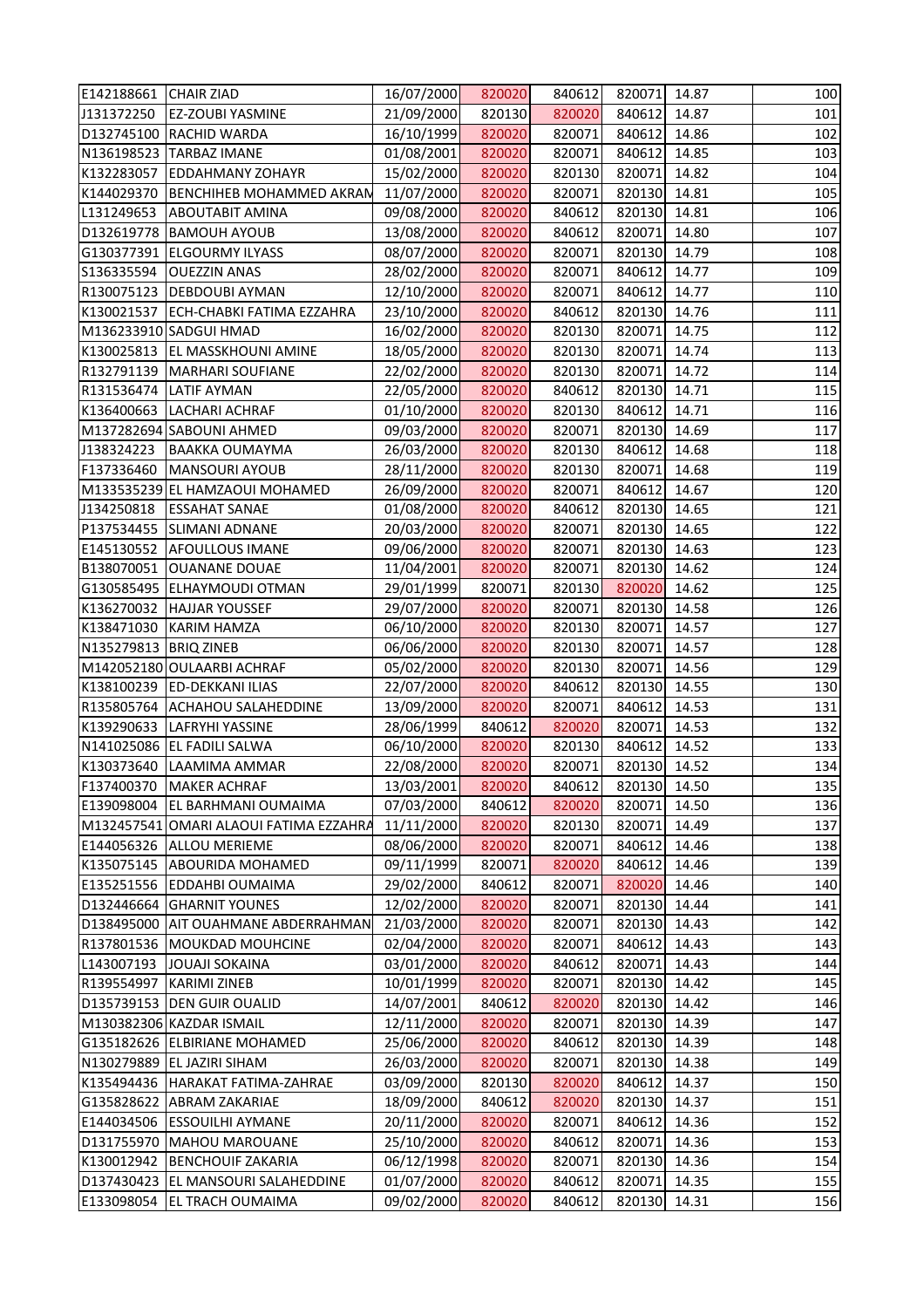| | | | | | | | |
|---|---|---|---|---|---|---|---|
| E142188661 | CHAIR ZIAD | 16/07/2000 | 820020 | 840612 | 820071 | 14.87 | 100 |
| J131372250 | EZ-ZOUBI YASMINE | 21/09/2000 | 820130 | 820020 | 840612 | 14.87 | 101 |
| D132745100 | RACHID WARDA | 16/10/1999 | 820020 | 820071 | 840612 | 14.86 | 102 |
| N136198523 | TARBAZ IMANE | 01/08/2001 | 820020 | 820071 | 840612 | 14.85 | 103 |
| K132283057 | EDDAHMANY ZOHAYR | 15/02/2000 | 820020 | 820130 | 820071 | 14.82 | 104 |
| K144029370 | BENCHIHEB MOHAMMED AKRAM | 11/07/2000 | 820020 | 820071 | 820130 | 14.81 | 105 |
| L131249653 | ABOUTABIT AMINA | 09/08/2000 | 820020 | 840612 | 820130 | 14.81 | 106 |
| D132619778 | BAMOUH AYOUB | 13/08/2000 | 820020 | 840612 | 820071 | 14.80 | 107 |
| G130377391 | ELGOURMY ILYASS | 08/07/2000 | 820020 | 820071 | 820130 | 14.79 | 108 |
| S136335594 | OUEZZIN ANAS | 28/02/2000 | 820020 | 820071 | 840612 | 14.77 | 109 |
| R130075123 | DEBDOUBI AYMAN | 12/10/2000 | 820020 | 820071 | 840612 | 14.77 | 110 |
| K130021537 | ECH-CHABKI FATIMA EZZAHRA | 23/10/2000 | 820020 | 840612 | 820130 | 14.76 | 111 |
| M136233910 | SADGUI HMAD | 16/02/2000 | 820020 | 820130 | 820071 | 14.75 | 112 |
| K130025813 | EL MASSKHOUNI AMINE | 18/05/2000 | 820020 | 820130 | 820071 | 14.74 | 113 |
| R132791139 | MARHARI SOUFIANE | 22/02/2000 | 820020 | 820130 | 820071 | 14.72 | 114 |
| R131536474 | LATIF AYMAN | 22/05/2000 | 820020 | 840612 | 820130 | 14.71 | 115 |
| K136400663 | LACHARI ACHRAF | 01/10/2000 | 820020 | 820130 | 840612 | 14.71 | 116 |
| M137282694 | SABOUNI AHMED | 09/03/2000 | 820020 | 820071 | 820130 | 14.69 | 117 |
| J138324223 | BAAKKA OUMAYMA | 26/03/2000 | 820020 | 820130 | 840612 | 14.68 | 118 |
| F137336460 | MANSOURI AYOUB | 28/11/2000 | 820020 | 820130 | 820071 | 14.68 | 119 |
| M133535239 | EL HAMZAOUI MOHAMED | 26/09/2000 | 820020 | 820071 | 840612 | 14.67 | 120 |
| J134250818 | ESSAHAT SANAE | 01/08/2000 | 820020 | 840612 | 820130 | 14.65 | 121 |
| P137534455 | SLIMANI ADNANE | 20/03/2000 | 820020 | 820071 | 820130 | 14.65 | 122 |
| E145130552 | AFOULLOUS IMANE | 09/06/2000 | 820020 | 820071 | 820130 | 14.63 | 123 |
| B138070051 | OUANANE DOUAE | 11/04/2001 | 820020 | 820071 | 820130 | 14.62 | 124 |
| G130585495 | ELHAYMOUDI OTMAN | 29/01/1999 | 820071 | 820130 | 820020 | 14.62 | 125 |
| K136270032 | HAJJAR YOUSSEF | 29/07/2000 | 820020 | 820071 | 820130 | 14.58 | 126 |
| K138471030 | KARIM HAMZA | 06/10/2000 | 820020 | 820130 | 820071 | 14.57 | 127 |
| N135279813 | BRIQ ZINEB | 06/06/2000 | 820020 | 820130 | 820071 | 14.57 | 128 |
| M142052180 | OULAARBI ACHRAF | 05/02/2000 | 820020 | 820130 | 820071 | 14.56 | 129 |
| K138100239 | ED-DEKKANI ILIAS | 22/07/2000 | 820020 | 840612 | 820130 | 14.55 | 130 |
| R135805764 | ACHAHOU SALAHEDDINE | 13/09/2000 | 820020 | 820071 | 840612 | 14.53 | 131 |
| K139290633 | LAFRYHI YASSINE | 28/06/1999 | 840612 | 820020 | 820071 | 14.53 | 132 |
| N141025086 | EL FADILI SALWA | 06/10/2000 | 820020 | 820130 | 840612 | 14.52 | 133 |
| K130373640 | LAAMIMA AMMAR | 22/08/2000 | 820020 | 820071 | 820130 | 14.52 | 134 |
| F137400370 | MAKER ACHRAF | 13/03/2001 | 820020 | 840612 | 820130 | 14.50 | 135 |
| E139098004 | EL BARHMANI OUMAIMA | 07/03/2000 | 840612 | 820020 | 820071 | 14.50 | 136 |
| M132457541 | OMARI ALAOUI FATIMA EZZAHRA | 11/11/2000 | 820020 | 820130 | 820071 | 14.49 | 137 |
| E144056326 | ALLOU MERIEME | 08/06/2000 | 820020 | 820071 | 840612 | 14.46 | 138 |
| K135075145 | ABOURIDA MOHAMED | 09/11/1999 | 820071 | 820020 | 840612 | 14.46 | 139 |
| E135251556 | EDDAHBI OUMAIMA | 29/02/2000 | 840612 | 820071 | 820020 | 14.46 | 140 |
| D132446664 | GHARNIT YOUNES | 12/02/2000 | 820020 | 820071 | 820130 | 14.44 | 141 |
| D138495000 | AIT OUAHMANE ABDERRAHMAN | 21/03/2000 | 820020 | 820071 | 820130 | 14.43 | 142 |
| R137801536 | MOUKDAD MOUHCINE | 02/04/2000 | 820020 | 820071 | 840612 | 14.43 | 143 |
| L143007193 | JOUAJI SOKAINA | 03/01/2000 | 820020 | 840612 | 820071 | 14.43 | 144 |
| R139554997 | KARIMI ZINEB | 10/01/1999 | 820020 | 820071 | 820130 | 14.42 | 145 |
| D135739153 | DEN GUIR OUALID | 14/07/2001 | 840612 | 820020 | 820130 | 14.42 | 146 |
| M130382306 | KAZDAR ISMAIL | 12/11/2000 | 820020 | 820071 | 820130 | 14.39 | 147 |
| G135182626 | ELBIRIANE MOHAMED | 25/06/2000 | 820020 | 840612 | 820130 | 14.39 | 148 |
| N130279889 | EL JAZIRI SIHAM | 26/03/2000 | 820020 | 820071 | 820130 | 14.38 | 149 |
| K135494436 | HARAKAT FATIMA-ZAHRAE | 03/09/2000 | 820130 | 820020 | 840612 | 14.37 | 150 |
| G135828622 | ABRAM ZAKARIAE | 18/09/2000 | 840612 | 820020 | 820130 | 14.37 | 151 |
| E144034506 | ESSOUILHI AYMANE | 20/11/2000 | 820020 | 820071 | 840612 | 14.36 | 152 |
| D131755970 | MAHOU MAROUANE | 25/10/2000 | 820020 | 840612 | 820071 | 14.36 | 153 |
| K130012942 | BENCHOUIF ZAKARIA | 06/12/1998 | 820020 | 820071 | 820130 | 14.36 | 154 |
| D137430423 | EL MANSOURI SALAHEDDINE | 01/07/2000 | 820020 | 840612 | 820071 | 14.35 | 155 |
| E133098054 | EL TRACH OUMAIMA | 09/02/2000 | 820020 | 840612 | 820130 | 14.31 | 156 |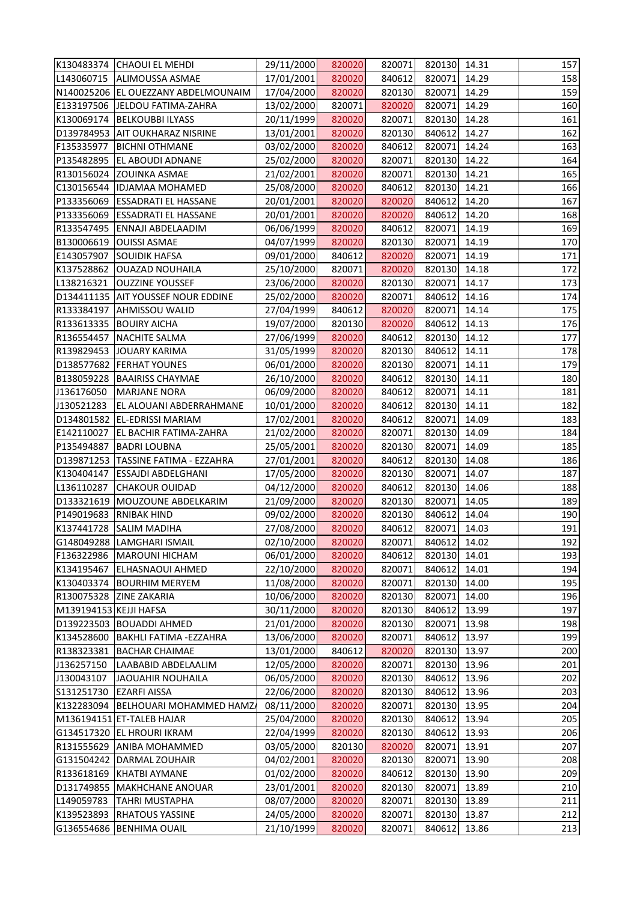| | | | | | | | |
|---|---|---|---|---|---|---|---|
| K130483374 | CHAOUI EL MEHDI | 29/11/2000 | 820020 | 820071 | 820130 | 14.31 | 157 |
| L143060715 | ALIMOUSSA ASMAE | 17/01/2001 | 820020 | 840612 | 820071 | 14.29 | 158 |
| N140025206 | EL OUEZZANY ABDELMOUNAIM | 17/04/2000 | 820020 | 820130 | 820071 | 14.29 | 159 |
| E133197506 | JELDOU FATIMA-ZAHRA | 13/02/2000 | 820071 | 820020 | 820071 | 14.29 | 160 |
| K130069174 | BELKOUBBI ILYASS | 20/11/1999 | 820020 | 820071 | 820130 | 14.28 | 161 |
| D139784953 | AIT OUKHARAZ NISRINE | 13/01/2001 | 820020 | 820130 | 840612 | 14.27 | 162 |
| F135335977 | BICHNI OTHMANE | 03/02/2000 | 820020 | 840612 | 820071 | 14.24 | 163 |
| P135482895 | EL ABOUDI ADNANE | 25/02/2000 | 820020 | 820071 | 820130 | 14.22 | 164 |
| R130156024 | ZOUINKA ASMAE | 21/02/2001 | 820020 | 820071 | 820130 | 14.21 | 165 |
| C130156544 | IDJAMAA MOHAMED | 25/08/2000 | 820020 | 840612 | 820130 | 14.21 | 166 |
| P133356069 | ESSADRATI EL HASSANE | 20/01/2001 | 820020 | 820020 | 840612 | 14.20 | 167 |
| P133356069 | ESSADRATI EL HASSANE | 20/01/2001 | 820020 | 820020 | 840612 | 14.20 | 168 |
| R133547495 | ENNAJI ABDELAADIM | 06/06/1999 | 820020 | 840612 | 820071 | 14.19 | 169 |
| B130006619 | OUISSI ASMAE | 04/07/1999 | 820020 | 820130 | 820071 | 14.19 | 170 |
| E143057907 | SOUIDIK HAFSA | 09/01/2000 | 840612 | 820020 | 820071 | 14.19 | 171 |
| K137528862 | OUAZAD NOUHAILA | 25/10/2000 | 820071 | 820020 | 820130 | 14.18 | 172 |
| L138216321 | OUZZINE YOUSSEF | 23/06/2000 | 820020 | 820130 | 820071 | 14.17 | 173 |
| D134411135 | AIT YOUSSEF NOUR EDDINE | 25/02/2000 | 820020 | 820071 | 840612 | 14.16 | 174 |
| R133384197 | AHMISSOU WALID | 27/04/1999 | 840612 | 820020 | 820071 | 14.14 | 175 |
| R133613335 | BOUIRY AICHA | 19/07/2000 | 820130 | 820020 | 840612 | 14.13 | 176 |
| R136554457 | NACHITE SALMA | 27/06/1999 | 820020 | 840612 | 820130 | 14.12 | 177 |
| R139829453 | JOUARY KARIMA | 31/05/1999 | 820020 | 820130 | 840612 | 14.11 | 178 |
| D138577682 | FERHAT YOUNES | 06/01/2000 | 820020 | 820130 | 820071 | 14.11 | 179 |
| B138059228 | BAAIRISS CHAYMAE | 26/10/2000 | 820020 | 840612 | 820130 | 14.11 | 180 |
| J136176050 | MARJANE NORA | 06/09/2000 | 820020 | 840612 | 820071 | 14.11 | 181 |
| J130521283 | EL ALOUANI ABDERRAHMANE | 10/01/2000 | 820020 | 840612 | 820130 | 14.11 | 182 |
| D134801582 | EL-EDRISSI MARIAM | 17/02/2001 | 820020 | 840612 | 820071 | 14.09 | 183 |
| E142110027 | EL BACHIR FATIMA-ZAHRA | 21/02/2000 | 820020 | 820071 | 820130 | 14.09 | 184 |
| P135494887 | BADRI LOUBNA | 25/05/2001 | 820020 | 820130 | 820071 | 14.09 | 185 |
| D139871253 | TASSINE FATIMA - EZZAHRA | 27/01/2001 | 820020 | 840612 | 820130 | 14.08 | 186 |
| K130404147 | ESSAJDI ABDELGHANI | 17/05/2000 | 820020 | 820130 | 820071 | 14.07 | 187 |
| L136110287 | CHAKOUR OUIDAD | 04/12/2000 | 820020 | 840612 | 820130 | 14.06 | 188 |
| D133321619 | MOUZOUNE ABDELKARIM | 21/09/2000 | 820020 | 820130 | 820071 | 14.05 | 189 |
| P149019683 | RNIBAK HIND | 09/02/2000 | 820020 | 820130 | 840612 | 14.04 | 190 |
| K137441728 | SALIM MADIHA | 27/08/2000 | 820020 | 840612 | 820071 | 14.03 | 191 |
| G148049288 | LAMGHARI ISMAIL | 02/10/2000 | 820020 | 820071 | 840612 | 14.02 | 192 |
| F136322986 | MAROUNI HICHAM | 06/01/2000 | 820020 | 840612 | 820130 | 14.01 | 193 |
| K134195467 | ELHASNAOUI AHMED | 22/10/2000 | 820020 | 820071 | 840612 | 14.01 | 194 |
| K130403374 | BOURHIM MERYEM | 11/08/2000 | 820020 | 820071 | 820130 | 14.00 | 195 |
| R130075328 | ZINE ZAKARIA | 10/06/2000 | 820020 | 820130 | 820071 | 14.00 | 196 |
| M139194153 | KEJJI HAFSA | 30/11/2000 | 820020 | 820130 | 840612 | 13.99 | 197 |
| D139223503 | BOUADDI AHMED | 21/01/2000 | 820020 | 820130 | 820071 | 13.98 | 198 |
| K134528600 | BAKHLI FATIMA -EZZAHRA | 13/06/2000 | 820020 | 820071 | 840612 | 13.97 | 199 |
| R138323381 | BACHAR CHAIMAE | 13/01/2000 | 840612 | 820020 | 820130 | 13.97 | 200 |
| J136257150 | LAABABID ABDELAALIM | 12/05/2000 | 820020 | 820071 | 820130 | 13.96 | 201 |
| J130043107 | JAOUAHIR NOUHAILA | 06/05/2000 | 820020 | 820130 | 840612 | 13.96 | 202 |
| S131251730 | EZARFI AISSA | 22/06/2000 | 820020 | 820130 | 840612 | 13.96 | 203 |
| K132283094 | BELHOUARI MOHAMMED HAMZA | 08/11/2000 | 820020 | 820071 | 820130 | 13.95 | 204 |
| M136194151 | ET-TALEB HAJAR | 25/04/2000 | 820020 | 820130 | 840612 | 13.94 | 205 |
| G134517320 | EL HROURI IKRAM | 22/04/1999 | 820020 | 820130 | 840612 | 13.93 | 206 |
| R131555629 | ANIBA MOHAMMED | 03/05/2000 | 820130 | 820020 | 820071 | 13.91 | 207 |
| G131504242 | DARMAL ZOUHAIR | 04/02/2001 | 820020 | 820130 | 820071 | 13.90 | 208 |
| R133618169 | KHATBI AYMANE | 01/02/2000 | 820020 | 840612 | 820130 | 13.90 | 209 |
| D131749855 | MAKHCHANE ANOUAR | 23/01/2001 | 820020 | 820130 | 820071 | 13.89 | 210 |
| L149059783 | TAHRI MUSTAPHA | 08/07/2000 | 820020 | 820071 | 820130 | 13.89 | 211 |
| K139523893 | RHATOUS YASSINE | 24/05/2000 | 820020 | 820071 | 820130 | 13.87 | 212 |
| G136554686 | BENHIMA OUAIL | 21/10/1999 | 820020 | 820071 | 840612 | 13.86 | 213 |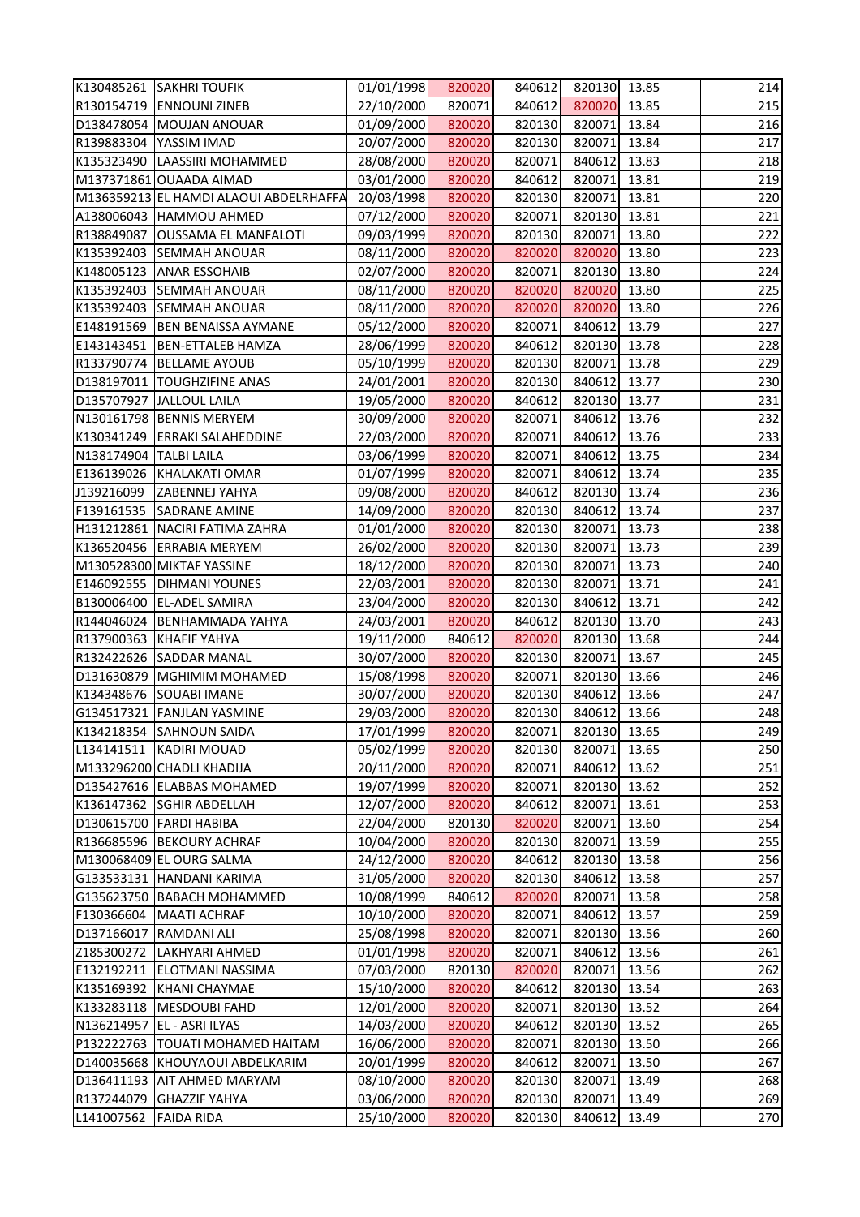| | | | | | | | |
|---|---|---|---|---|---|---|---|
| K130485261 | SAKHRI TOUFIK | 01/01/1998 | 820020 | 840612 | 820130 | 13.85 | 214 |
| R130154719 | ENNOUNI ZINEB | 22/10/2000 | 820071 | 840612 | 820020 | 13.85 | 215 |
| D138478054 | MOUJAN ANOUAR | 01/09/2000 | 820020 | 820130 | 820071 | 13.84 | 216 |
| R139883304 | YASSIM IMAD | 20/07/2000 | 820020 | 820130 | 820071 | 13.84 | 217 |
| K135323490 | LAASSIRI MOHAMMED | 28/08/2000 | 820020 | 820071 | 840612 | 13.83 | 218 |
| M137371861 | OUAADA AIMAD | 03/01/2000 | 820020 | 840612 | 820071 | 13.81 | 219 |
| M136359213 | EL HAMDI ALAOUI ABDELRHAFFA | 20/03/1998 | 820020 | 820130 | 820071 | 13.81 | 220 |
| A138006043 | HAMMOU AHMED | 07/12/2000 | 820020 | 820071 | 820130 | 13.81 | 221 |
| R138849087 | OUSSAMA EL MANFALOTI | 09/03/1999 | 820020 | 820130 | 820071 | 13.80 | 222 |
| K135392403 | SEMMAH ANOUAR | 08/11/2000 | 820020 | 820020 | 820020 | 13.80 | 223 |
| K148005123 | ANAR ESSOHAIB | 02/07/2000 | 820020 | 820071 | 820130 | 13.80 | 224 |
| K135392403 | SEMMAH ANOUAR | 08/11/2000 | 820020 | 820020 | 820020 | 13.80 | 225 |
| K135392403 | SEMMAH ANOUAR | 08/11/2000 | 820020 | 820020 | 820020 | 13.80 | 226 |
| E148191569 | BEN BENAISSA AYMANE | 05/12/2000 | 820020 | 820071 | 840612 | 13.79 | 227 |
| E143143451 | BEN-ETTALEB HAMZA | 28/06/1999 | 820020 | 840612 | 820130 | 13.78 | 228 |
| R133790774 | BELLAME AYOUB | 05/10/1999 | 820020 | 820130 | 820071 | 13.78 | 229 |
| D138197011 | TOUGHZIFINE ANAS | 24/01/2001 | 820020 | 820130 | 840612 | 13.77 | 230 |
| D135707927 | JALLOUL LAILA | 19/05/2000 | 820020 | 840612 | 820130 | 13.77 | 231 |
| N130161798 | BENNIS MERYEM | 30/09/2000 | 820020 | 820071 | 840612 | 13.76 | 232 |
| K130341249 | ERRAKI SALAHEDDINE | 22/03/2000 | 820020 | 820071 | 840612 | 13.76 | 233 |
| N138174904 | TALBI LAILA | 03/06/1999 | 820020 | 820071 | 840612 | 13.75 | 234 |
| E136139026 | KHALAKATI OMAR | 01/07/1999 | 820020 | 820071 | 840612 | 13.74 | 235 |
| J139216099 | ZABENNEJ YAHYA | 09/08/2000 | 820020 | 840612 | 820130 | 13.74 | 236 |
| F139161535 | SADRANE AMINE | 14/09/2000 | 820020 | 820130 | 840612 | 13.74 | 237 |
| H131212861 | NACIRI FATIMA ZAHRA | 01/01/2000 | 820020 | 820130 | 820071 | 13.73 | 238 |
| K136520456 | ERRABIA MERYEM | 26/02/2000 | 820020 | 820130 | 820071 | 13.73 | 239 |
| M130528300 | MIKTAF YASSINE | 18/12/2000 | 820020 | 820130 | 820071 | 13.73 | 240 |
| E146092555 | DIHMANI YOUNES | 22/03/2001 | 820020 | 820130 | 820071 | 13.71 | 241 |
| B130006400 | EL-ADEL SAMIRA | 23/04/2000 | 820020 | 820130 | 840612 | 13.71 | 242 |
| R144046024 | BENHAMMADA YAHYA | 24/03/2001 | 820020 | 840612 | 820130 | 13.70 | 243 |
| R137900363 | KHAFIF YAHYA | 19/11/2000 | 840612 | 820020 | 820130 | 13.68 | 244 |
| R132422626 | SADDAR MANAL | 30/07/2000 | 820020 | 820130 | 820071 | 13.67 | 245 |
| D131630879 | MGHIMIM MOHAMED | 15/08/1998 | 820020 | 820071 | 820130 | 13.66 | 246 |
| K134348676 | SOUABI IMANE | 30/07/2000 | 820020 | 820130 | 840612 | 13.66 | 247 |
| G134517321 | FANJLAN YASMINE | 29/03/2000 | 820020 | 820130 | 840612 | 13.66 | 248 |
| K134218354 | SAHNOUN SAIDA | 17/01/1999 | 820020 | 820071 | 820130 | 13.65 | 249 |
| L134141511 | KADIRI MOUAD | 05/02/1999 | 820020 | 820130 | 820071 | 13.65 | 250 |
| M133296200 | CHADLI KHADIJA | 20/11/2000 | 820020 | 820071 | 840612 | 13.62 | 251 |
| D135427616 | ELABBAS MOHAMED | 19/07/1999 | 820020 | 820071 | 820130 | 13.62 | 252 |
| K136147362 | SGHIR ABDELLAH | 12/07/2000 | 820020 | 840612 | 820071 | 13.61 | 253 |
| D130615700 | FARDI HABIBA | 22/04/2000 | 820130 | 820020 | 820071 | 13.60 | 254 |
| R136685596 | BEKOURY ACHRAF | 10/04/2000 | 820020 | 820130 | 820071 | 13.59 | 255 |
| M130068409 | EL OURG SALMA | 24/12/2000 | 820020 | 840612 | 820130 | 13.58 | 256 |
| G133533131 | HANDANI KARIMA | 31/05/2000 | 820020 | 820130 | 840612 | 13.58 | 257 |
| G135623750 | BABACH MOHAMMED | 10/08/1999 | 840612 | 820020 | 820071 | 13.58 | 258 |
| F130366604 | MAATI ACHRAF | 10/10/2000 | 820020 | 820071 | 840612 | 13.57 | 259 |
| D137166017 | RAMDANI ALI | 25/08/1998 | 820020 | 820071 | 820130 | 13.56 | 260 |
| Z185300272 | LAKHYARI AHMED | 01/01/1998 | 820020 | 820071 | 840612 | 13.56 | 261 |
| E132192211 | ELOTMANI NASSIMA | 07/03/2000 | 820130 | 820020 | 820071 | 13.56 | 262 |
| K135169392 | KHANI CHAYMAE | 15/10/2000 | 820020 | 840612 | 820130 | 13.54 | 263 |
| K133283118 | MESDOUBI FAHD | 12/01/2000 | 820020 | 820071 | 820130 | 13.52 | 264 |
| N136214957 | EL - ASRI ILYAS | 14/03/2000 | 820020 | 840612 | 820130 | 13.52 | 265 |
| P132222763 | TOUATI MOHAMED HAITAM | 16/06/2000 | 820020 | 820071 | 820130 | 13.50 | 266 |
| D140035668 | KHOUYAOUI ABDELKARIM | 20/01/1999 | 820020 | 840612 | 820071 | 13.50 | 267 |
| D136411193 | AIT AHMED MARYAM | 08/10/2000 | 820020 | 820130 | 820071 | 13.49 | 268 |
| R137244079 | GHAZZIF YAHYA | 03/06/2000 | 820020 | 820130 | 820071 | 13.49 | 269 |
| L141007562 | FAIDA RIDA | 25/10/2000 | 820020 | 820130 | 840612 | 13.49 | 270 |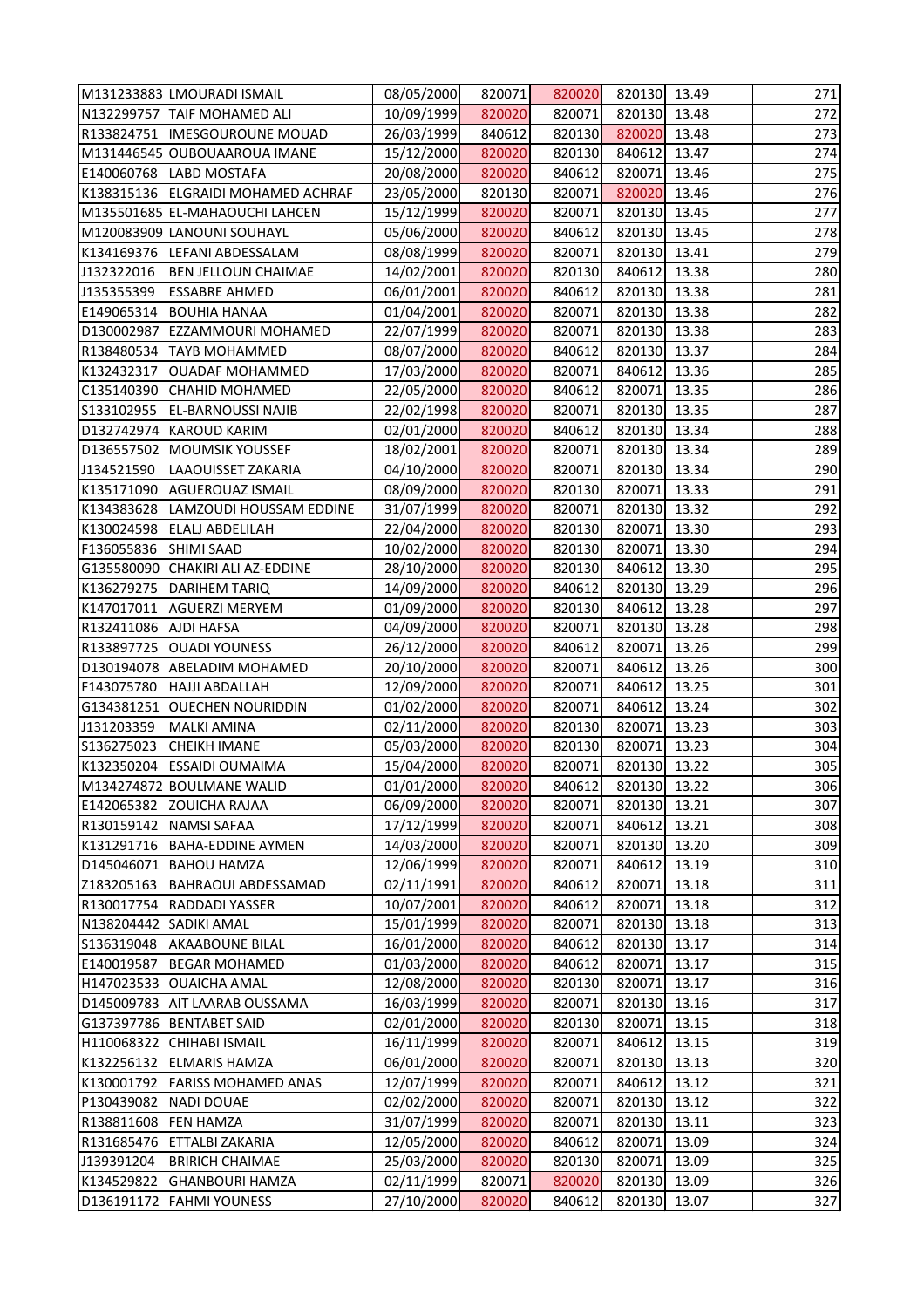| | | | | | | | |
|---|---|---|---|---|---|---|---|
| M131233883 | LMOURADI ISMAIL | 08/05/2000 | 820071 | 820020 | 820130 | 13.49 | 271 |
| N132299757 | TAIF MOHAMED ALI | 10/09/1999 | 820020 | 820071 | 820130 | 13.48 | 272 |
| R133824751 | IMESGOUROUNE MOUAD | 26/03/1999 | 840612 | 820130 | 820020 | 13.48 | 273 |
| M131446545 | OUBOUAAROUA IMANE | 15/12/2000 | 820020 | 820130 | 840612 | 13.47 | 274 |
| E140060768 | LABD MOSTAFA | 20/08/2000 | 820020 | 840612 | 820071 | 13.46 | 275 |
| K138315136 | ELGRAIDI MOHAMED ACHRAF | 23/05/2000 | 820130 | 820071 | 820020 | 13.46 | 276 |
| M135501685 | EL-MAHAOUCHI LAHCEN | 15/12/1999 | 820020 | 820071 | 820130 | 13.45 | 277 |
| M120083909 | LANOUNI SOUHAYL | 05/06/2000 | 820020 | 840612 | 820130 | 13.45 | 278 |
| K134169376 | LEFANI ABDESSALAM | 08/08/1999 | 820020 | 820071 | 820130 | 13.41 | 279 |
| J132322016 | BEN JELLOUN CHAIMAE | 14/02/2001 | 820020 | 820130 | 840612 | 13.38 | 280 |
| J135355399 | ESSABRE AHMED | 06/01/2001 | 820020 | 840612 | 820130 | 13.38 | 281 |
| E149065314 | BOUHIA HANAA | 01/04/2001 | 820020 | 820071 | 820130 | 13.38 | 282 |
| D130002987 | EZZAMMOURI MOHAMED | 22/07/1999 | 820020 | 820071 | 820130 | 13.38 | 283 |
| R138480534 | TAYB MOHAMMED | 08/07/2000 | 820020 | 840612 | 820130 | 13.37 | 284 |
| K132432317 | OUADAF MOHAMMED | 17/03/2000 | 820020 | 820071 | 840612 | 13.36 | 285 |
| C135140390 | CHAHID MOHAMED | 22/05/2000 | 820020 | 840612 | 820071 | 13.35 | 286 |
| S133102955 | EL-BARNOUSSI NAJIB | 22/02/1998 | 820020 | 820071 | 820130 | 13.35 | 287 |
| D132742974 | KAROUD KARIM | 02/01/2000 | 820020 | 840612 | 820130 | 13.34 | 288 |
| D136557502 | MOUMSIK YOUSSEF | 18/02/2001 | 820020 | 820071 | 820130 | 13.34 | 289 |
| J134521590 | LAAOUISSET ZAKARIA | 04/10/2000 | 820020 | 820071 | 820130 | 13.34 | 290 |
| K135171090 | AGUEROUAZ ISMAIL | 08/09/2000 | 820020 | 820130 | 820071 | 13.33 | 291 |
| K134383628 | LAMZOUDI HOUSSAM EDDINE | 31/07/1999 | 820020 | 820071 | 820130 | 13.32 | 292 |
| K130024598 | ELALJ ABDELILAH | 22/04/2000 | 820020 | 820130 | 820071 | 13.30 | 293 |
| F136055836 | SHIMI SAAD | 10/02/2000 | 820020 | 820130 | 820071 | 13.30 | 294 |
| G135580090 | CHAKIRI ALI AZ-EDDINE | 28/10/2000 | 820020 | 820130 | 840612 | 13.30 | 295 |
| K136279275 | DARIHEM TARIQ | 14/09/2000 | 820020 | 840612 | 820130 | 13.29 | 296 |
| K147017011 | AGUERZI MERYEM | 01/09/2000 | 820020 | 820130 | 840612 | 13.28 | 297 |
| R132411086 | AJDI HAFSA | 04/09/2000 | 820020 | 820071 | 820130 | 13.28 | 298 |
| R133897725 | OUADI YOUNESS | 26/12/2000 | 820020 | 840612 | 820071 | 13.26 | 299 |
| D130194078 | ABELADIM MOHAMED | 20/10/2000 | 820020 | 820071 | 840612 | 13.26 | 300 |
| F143075780 | HAJJI ABDALLAH | 12/09/2000 | 820020 | 820071 | 840612 | 13.25 | 301 |
| G134381251 | OUECHEN NOURIDDIN | 01/02/2000 | 820020 | 820071 | 840612 | 13.24 | 302 |
| J131203359 | MALKI AMINA | 02/11/2000 | 820020 | 820130 | 820071 | 13.23 | 303 |
| S136275023 | CHEIKH IMANE | 05/03/2000 | 820020 | 820130 | 820071 | 13.23 | 304 |
| K132350204 | ESSAIDI OUMAIMA | 15/04/2000 | 820020 | 820071 | 820130 | 13.22 | 305 |
| M134274872 | BOULMANE WALID | 01/01/2000 | 820020 | 840612 | 820130 | 13.22 | 306 |
| E142065382 | ZOUICHA RAJAA | 06/09/2000 | 820020 | 820071 | 820130 | 13.21 | 307 |
| R130159142 | NAMSI SAFAA | 17/12/1999 | 820020 | 820071 | 840612 | 13.21 | 308 |
| K131291716 | BAHA-EDDINE AYMEN | 14/03/2000 | 820020 | 820071 | 820130 | 13.20 | 309 |
| D145046071 | BAHOU HAMZA | 12/06/1999 | 820020 | 820071 | 840612 | 13.19 | 310 |
| Z183205163 | BAHRAOUI ABDESSAMAD | 02/11/1991 | 820020 | 840612 | 820071 | 13.18 | 311 |
| R130017754 | RADDADI YASSER | 10/07/2001 | 820020 | 840612 | 820071 | 13.18 | 312 |
| N138204442 | SADIKI AMAL | 15/01/1999 | 820020 | 820071 | 820130 | 13.18 | 313 |
| S136319048 | AKAABOUNE BILAL | 16/01/2000 | 820020 | 840612 | 820130 | 13.17 | 314 |
| E140019587 | BEGAR MOHAMED | 01/03/2000 | 820020 | 840612 | 820071 | 13.17 | 315 |
| H147023533 | OUAICHA AMAL | 12/08/2000 | 820020 | 820130 | 820071 | 13.17 | 316 |
| D145009783 | AIT LAARAB OUSSAMA | 16/03/1999 | 820020 | 820071 | 820130 | 13.16 | 317 |
| G137397786 | BENTABET SAID | 02/01/2000 | 820020 | 820130 | 820071 | 13.15 | 318 |
| H110068322 | CHIHABI ISMAIL | 16/11/1999 | 820020 | 820071 | 840612 | 13.15 | 319 |
| K132256132 | ELMARIS HAMZA | 06/01/2000 | 820020 | 820071 | 820130 | 13.13 | 320 |
| K130001792 | FARISS MOHAMED ANAS | 12/07/1999 | 820020 | 820071 | 840612 | 13.12 | 321 |
| P130439082 | NADI DOUAE | 02/02/2000 | 820020 | 820071 | 820130 | 13.12 | 322 |
| R138811608 | FEN HAMZA | 31/07/1999 | 820020 | 820071 | 820130 | 13.11 | 323 |
| R131685476 | ETTALBI ZAKARIA | 12/05/2000 | 820020 | 840612 | 820071 | 13.09 | 324 |
| J139391204 | BRIRICH CHAIMAE | 25/03/2000 | 820020 | 820130 | 820071 | 13.09 | 325 |
| K134529822 | GHANBOURI HAMZA | 02/11/1999 | 820071 | 820020 | 820130 | 13.09 | 326 |
| D136191172 | FAHMI YOUNESS | 27/10/2000 | 820020 | 840612 | 820130 | 13.07 | 327 |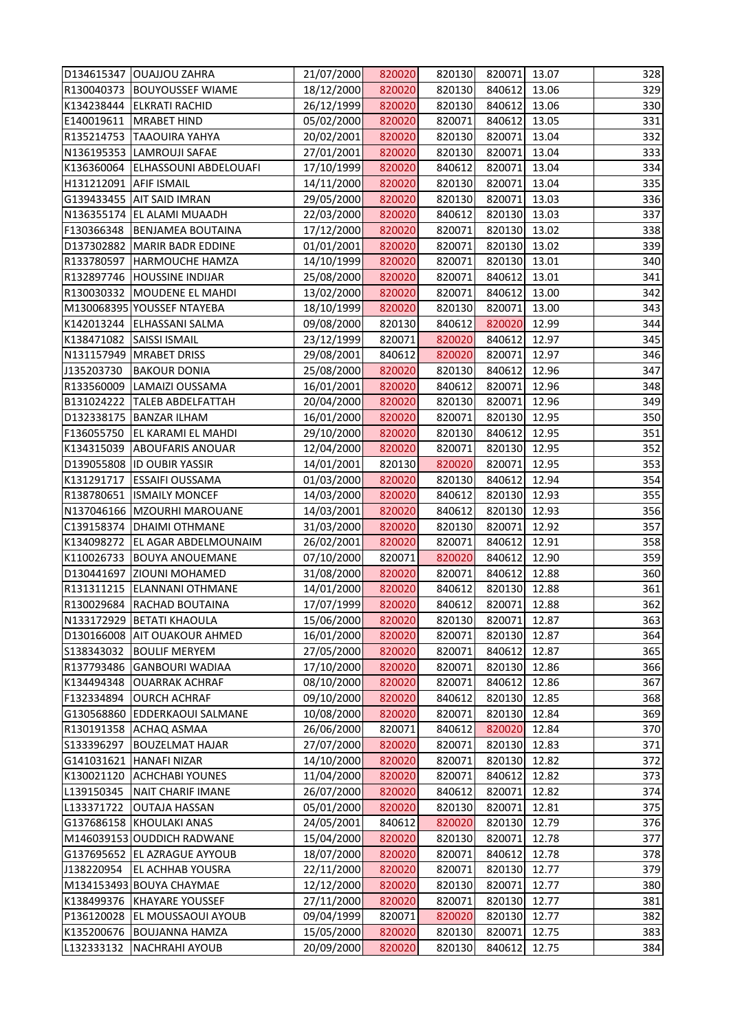| | | | | | | | |
|---|---|---|---|---|---|---|---|
| D134615347 | OUAJJOU ZAHRA | 21/07/2000 | 820020 | 820130 | 820071 | 13.07 | 328 |
| R130040373 | BOUYOUSSEF WIAME | 18/12/2000 | 820020 | 820130 | 840612 | 13.06 | 329 |
| K134238444 | ELKRATI RACHID | 26/12/1999 | 820020 | 820130 | 840612 | 13.06 | 330 |
| E140019611 | MRABET HIND | 05/02/2000 | 820020 | 820071 | 840612 | 13.05 | 331 |
| R135214753 | TAAOUIRA YAHYA | 20/02/2001 | 820020 | 820130 | 820071 | 13.04 | 332 |
| N136195353 | LAMROUJI SAFAE | 27/01/2001 | 820020 | 820130 | 820071 | 13.04 | 333 |
| K136360064 | ELHASSOUNI ABDELOUAFI | 17/10/1999 | 820020 | 840612 | 820071 | 13.04 | 334 |
| H131212091 | AFIF ISMAIL | 14/11/2000 | 820020 | 820130 | 820071 | 13.04 | 335 |
| G139433455 | AIT SAID IMRAN | 29/05/2000 | 820020 | 820130 | 820071 | 13.03 | 336 |
| N136355174 | EL ALAMI MUAADH | 22/03/2000 | 820020 | 840612 | 820130 | 13.03 | 337 |
| F130366348 | BENJAMEA BOUTAINA | 17/12/2000 | 820020 | 820071 | 820130 | 13.02 | 338 |
| D137302882 | MARIR BADR EDDINE | 01/01/2001 | 820020 | 820071 | 820130 | 13.02 | 339 |
| R133780597 | HARMOUCHE HAMZA | 14/10/1999 | 820020 | 820071 | 820130 | 13.01 | 340 |
| R132897746 | HOUSSINE INDIJAR | 25/08/2000 | 820020 | 820071 | 840612 | 13.01 | 341 |
| R130030332 | MOUDENE EL MAHDI | 13/02/2000 | 820020 | 820071 | 840612 | 13.00 | 342 |
| M130068395 | YOUSSEF NTAYEBA | 18/10/1999 | 820020 | 820130 | 820071 | 13.00 | 343 |
| K142013244 | ELHASSANI SALMA | 09/08/2000 | 820130 | 840612 | 820020 | 12.99 | 344 |
| K138471082 | SAISSI ISMAIL | 23/12/1999 | 820071 | 820020 | 840612 | 12.97 | 345 |
| N131157949 | MRABET DRISS | 29/08/2001 | 840612 | 820020 | 820071 | 12.97 | 346 |
| J135203730 | BAKOUR DONIA | 25/08/2000 | 820020 | 820130 | 840612 | 12.96 | 347 |
| R133560009 | LAMAIZI OUSSAMA | 16/01/2001 | 820020 | 840612 | 820071 | 12.96 | 348 |
| B131024222 | TALEB ABDELFATTAH | 20/04/2000 | 820020 | 820130 | 820071 | 12.96 | 349 |
| D132338175 | BANZAR ILHAM | 16/01/2000 | 820020 | 820071 | 820130 | 12.95 | 350 |
| F136055750 | EL KARAMI EL MAHDI | 29/10/2000 | 820020 | 820130 | 840612 | 12.95 | 351 |
| K134315039 | ABOUFARIS ANOUAR | 12/04/2000 | 820020 | 820071 | 820130 | 12.95 | 352 |
| D139055808 | ID OUBIR YASSIR | 14/01/2001 | 820130 | 820020 | 820071 | 12.95 | 353 |
| K131291717 | ESSAIFI OUSSAMA | 01/03/2000 | 820020 | 820130 | 840612 | 12.94 | 354 |
| R138780651 | ISMAILY MONCEF | 14/03/2000 | 820020 | 840612 | 820130 | 12.93 | 355 |
| N137046166 | MZOURHI MAROUANE | 14/03/2001 | 820020 | 840612 | 820130 | 12.93 | 356 |
| C139158374 | DHAIMI OTHMANE | 31/03/2000 | 820020 | 820130 | 820071 | 12.92 | 357 |
| K134098272 | EL AGAR ABDELMOUNAIM | 26/02/2001 | 820020 | 820071 | 840612 | 12.91 | 358 |
| K110026733 | BOUYA ANOUEMANE | 07/10/2000 | 820071 | 820020 | 840612 | 12.90 | 359 |
| D130441697 | ZIOUNI MOHAMED | 31/08/2000 | 820020 | 820071 | 840612 | 12.88 | 360 |
| R131311215 | ELANNANI OTHMANE | 14/01/2000 | 820020 | 840612 | 820130 | 12.88 | 361 |
| R130029684 | RACHAD BOUTAINA | 17/07/1999 | 820020 | 840612 | 820071 | 12.88 | 362 |
| N133172929 | BETATI KHAOULA | 15/06/2000 | 820020 | 820130 | 820071 | 12.87 | 363 |
| D130166008 | AIT OUAKOUR AHMED | 16/01/2000 | 820020 | 820071 | 820130 | 12.87 | 364 |
| S138343032 | BOULIF MERYEM | 27/05/2000 | 820020 | 820071 | 840612 | 12.87 | 365 |
| R137793486 | GANBOURI WADIAA | 17/10/2000 | 820020 | 820071 | 820130 | 12.86 | 366 |
| K134494348 | OUARRAK ACHRAF | 08/10/2000 | 820020 | 820071 | 840612 | 12.86 | 367 |
| F132334894 | OURCH ACHRAF | 09/10/2000 | 820020 | 840612 | 820130 | 12.85 | 368 |
| G130568860 | EDDERKAOUI SALMANE | 10/08/2000 | 820020 | 820071 | 820130 | 12.84 | 369 |
| R130191358 | ACHAQ ASMAA | 26/06/2000 | 820071 | 840612 | 820020 | 12.84 | 370 |
| S133396297 | BOUZELMAT HAJAR | 27/07/2000 | 820020 | 820071 | 820130 | 12.83 | 371 |
| G141031621 | HANAFI NIZAR | 14/10/2000 | 820020 | 820071 | 820130 | 12.82 | 372 |
| K130021120 | ACHCHABI YOUNES | 11/04/2000 | 820020 | 820071 | 840612 | 12.82 | 373 |
| L139150345 | NAIT CHARIF IMANE | 26/07/2000 | 820020 | 840612 | 820071 | 12.82 | 374 |
| L133371722 | OUTAJA HASSAN | 05/01/2000 | 820020 | 820130 | 820071 | 12.81 | 375 |
| G137686158 | KHOULAKI ANAS | 24/05/2001 | 840612 | 820020 | 820130 | 12.79 | 376 |
| M146039153 | OUDDICH RADWANE | 15/04/2000 | 820020 | 820130 | 820071 | 12.78 | 377 |
| G137695652 | EL AZRAGUE AYYOUB | 18/07/2000 | 820020 | 820071 | 840612 | 12.78 | 378 |
| J138220954 | EL ACHHAB YOUSRA | 22/11/2000 | 820020 | 820071 | 820130 | 12.77 | 379 |
| M134153493 | BOUYA CHAYMAE | 12/12/2000 | 820020 | 820130 | 820071 | 12.77 | 380 |
| K138499376 | KHAYARE YOUSSEF | 27/11/2000 | 820020 | 820071 | 820130 | 12.77 | 381 |
| P136120028 | EL MOUSSAOUI AYOUB | 09/04/1999 | 820071 | 820020 | 820130 | 12.77 | 382 |
| K135200676 | BOUJANNA HAMZA | 15/05/2000 | 820020 | 820130 | 820071 | 12.75 | 383 |
| L132333132 | NACHRAHI AYOUB | 20/09/2000 | 820020 | 820130 | 840612 | 12.75 | 384 |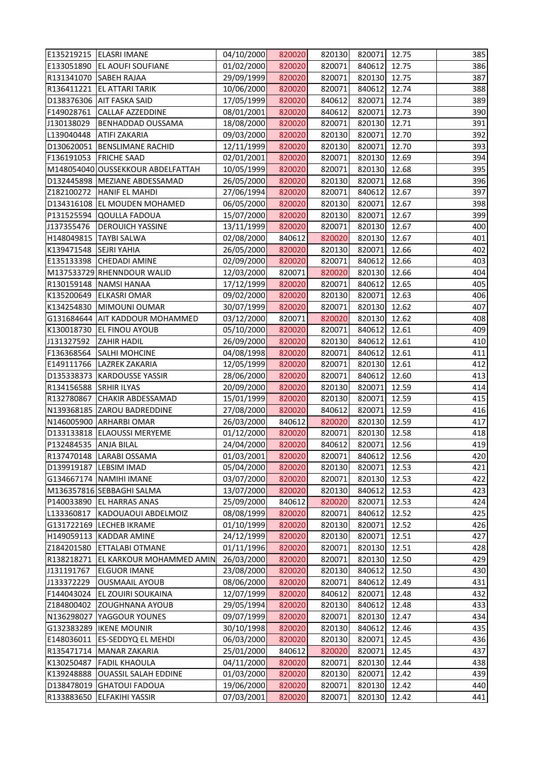| | | | | | | | |
|---|---|---|---|---|---|---|---|
| E135219215 | ELASRI IMANE | 04/10/2000 | 820020 | 820130 | 820071 | 12.75 | 385 |
| E133051890 | EL AOUFI SOUFIANE | 01/02/2000 | 820020 | 820071 | 840612 | 12.75 | 386 |
| R131341070 | SABEH RAJAA | 29/09/1999 | 820020 | 820071 | 820130 | 12.75 | 387 |
| R136411221 | EL ATTARI TARIK | 10/06/2000 | 820020 | 820071 | 840612 | 12.74 | 388 |
| D138376306 | AIT FASKA SAID | 17/05/1999 | 820020 | 840612 | 820071 | 12.74 | 389 |
| F149028761 | CALLAF AZZEDDINE | 08/01/2001 | 820020 | 840612 | 820071 | 12.73 | 390 |
| J130138029 | BENHADDAD OUSSAMA | 18/08/2000 | 820020 | 820071 | 820130 | 12.71 | 391 |
| L139040448 | ATIFI ZAKARIA | 09/03/2000 | 820020 | 820130 | 820071 | 12.70 | 392 |
| D130620051 | BENSLIMANE RACHID | 12/11/1999 | 820020 | 820130 | 820071 | 12.70 | 393 |
| F136191053 | FRICHE SAAD | 02/01/2001 | 820020 | 820071 | 820130 | 12.69 | 394 |
| M148054040 | OUSSEKKOUR ABDELFATTAH | 10/05/1999 | 820020 | 820071 | 820130 | 12.68 | 395 |
| D132445898 | MEZIANE ABDESSAMAD | 26/05/2000 | 820020 | 820130 | 820071 | 12.68 | 396 |
| Z182100272 | HANIF EL MAHDI | 27/06/1994 | 820020 | 820071 | 840612 | 12.67 | 397 |
| D134316108 | EL MOUDEN MOHAMED | 06/05/2000 | 820020 | 820130 | 820071 | 12.67 | 398 |
| P131525594 | QOULLA FADOUA | 15/07/2000 | 820020 | 820130 | 820071 | 12.67 | 399 |
| J137355476 | DEROUICH YASSINE | 13/11/1999 | 820020 | 820071 | 820130 | 12.67 | 400 |
| H148049815 | TAYBI SALWA | 02/08/2000 | 840612 | 820020 | 820130 | 12.67 | 401 |
| K139471548 | SEJRI YAHIA | 26/05/2000 | 820020 | 820130 | 820071 | 12.66 | 402 |
| E135133398 | CHEDADI AMINE | 02/09/2000 | 820020 | 820071 | 840612 | 12.66 | 403 |
| M137533729 | RHENNDOUR WALID | 12/03/2000 | 820071 | 820020 | 820130 | 12.66 | 404 |
| R130159148 | NAMSI HANAA | 17/12/1999 | 820020 | 820071 | 840612 | 12.65 | 405 |
| K135200649 | ELKASRI OMAR | 09/02/2000 | 820020 | 820130 | 820071 | 12.63 | 406 |
| K134254830 | MIMOUNI OUMAR | 30/07/1999 | 820020 | 820071 | 820130 | 12.62 | 407 |
| G131684644 | AIT KADDOUR MOHAMMED | 03/12/2000 | 820071 | 820020 | 820130 | 12.62 | 408 |
| K130018730 | EL FINOU AYOUB | 05/10/2000 | 820020 | 820071 | 840612 | 12.61 | 409 |
| J131327592 | ZAHIR HADIL | 26/09/2000 | 820020 | 820130 | 840612 | 12.61 | 410 |
| F136368564 | SALHI MOHCINE | 04/08/1998 | 820020 | 820071 | 840612 | 12.61 | 411 |
| E149111766 | LAZREK ZAKARIA | 12/05/1999 | 820020 | 820071 | 820130 | 12.61 | 412 |
| D135338373 | KARDOUSSE YASSIR | 28/06/2000 | 820020 | 820071 | 840612 | 12.60 | 413 |
| R134156588 | SRHIR ILYAS | 20/09/2000 | 820020 | 820130 | 820071 | 12.59 | 414 |
| R132780867 | CHAKIR ABDESSAMAD | 15/01/1999 | 820020 | 820130 | 820071 | 12.59 | 415 |
| N139368185 | ZAROU BADREDDINE | 27/08/2000 | 820020 | 840612 | 820071 | 12.59 | 416 |
| N146005900 | ARHARBI OMAR | 26/03/2000 | 840612 | 820020 | 820130 | 12.59 | 417 |
| D133133818 | ELAOUSSI MERYEME | 01/12/2000 | 820020 | 820071 | 820130 | 12.58 | 418 |
| P132484535 | ANJA BILAL | 24/04/2000 | 820020 | 840612 | 820071 | 12.56 | 419 |
| R137470148 | LARABI OSSAMA | 01/03/2001 | 820020 | 820071 | 840612 | 12.56 | 420 |
| D139919187 | LEBSIM IMAD | 05/04/2000 | 820020 | 820130 | 820071 | 12.53 | 421 |
| G134667174 | NAMIHI IMANE | 03/07/2000 | 820020 | 820071 | 820130 | 12.53 | 422 |
| M136357816 | SEBBAGHI SALMA | 13/07/2000 | 820020 | 820130 | 840612 | 12.53 | 423 |
| P140033890 | EL HARRAS ANAS | 25/09/2000 | 840612 | 820020 | 820071 | 12.53 | 424 |
| L133360817 | KADOUAOUI ABDELMOIZ | 08/08/1999 | 820020 | 820071 | 840612 | 12.52 | 425 |
| G131722169 | LECHEB IKRAME | 01/10/1999 | 820020 | 820130 | 820071 | 12.52 | 426 |
| H149059113 | KADDAR AMINE | 24/12/1999 | 820020 | 820130 | 820071 | 12.51 | 427 |
| Z184201580 | ETTALABI OTMANE | 01/11/1996 | 820020 | 820071 | 820130 | 12.51 | 428 |
| R138218271 | EL KARKOUR MOHAMMED AMIN | 26/03/2000 | 820020 | 820071 | 820130 | 12.50 | 429 |
| J131191767 | ELGUOR IMANE | 23/08/2000 | 820020 | 820130 | 840612 | 12.50 | 430 |
| J133372229 | OUSMAAIL AYOUB | 08/06/2000 | 820020 | 820071 | 840612 | 12.49 | 431 |
| F144043024 | EL ZOUIRI SOUKAINA | 12/07/1999 | 820020 | 840612 | 820071 | 12.48 | 432 |
| Z184800402 | ZOUGHNANA AYOUB | 29/05/1994 | 820020 | 820130 | 840612 | 12.48 | 433 |
| N136298027 | YAGGOUR YOUNES | 09/07/1999 | 820020 | 820071 | 820130 | 12.47 | 434 |
| G132383289 | IKENE MOUNIR | 30/10/1998 | 820020 | 820130 | 840612 | 12.46 | 435 |
| E148036011 | ES-SEDDYQ EL MEHDI | 06/03/2000 | 820020 | 820130 | 820071 | 12.45 | 436 |
| R135471714 | MANAR ZAKARIA | 25/01/2000 | 840612 | 820020 | 820071 | 12.45 | 437 |
| K130250487 | FADIL KHAOULA | 04/11/2000 | 820020 | 820071 | 820130 | 12.44 | 438 |
| K139248888 | OUASSIL SALAH EDDINE | 01/03/2000 | 820020 | 820130 | 820071 | 12.42 | 439 |
| D138478019 | GHATOUI FADOUA | 19/06/2000 | 820020 | 820071 | 820130 | 12.42 | 440 |
| R133883650 | ELFAKIHI YASSIR | 07/03/2001 | 820020 | 820071 | 820130 | 12.42 | 441 |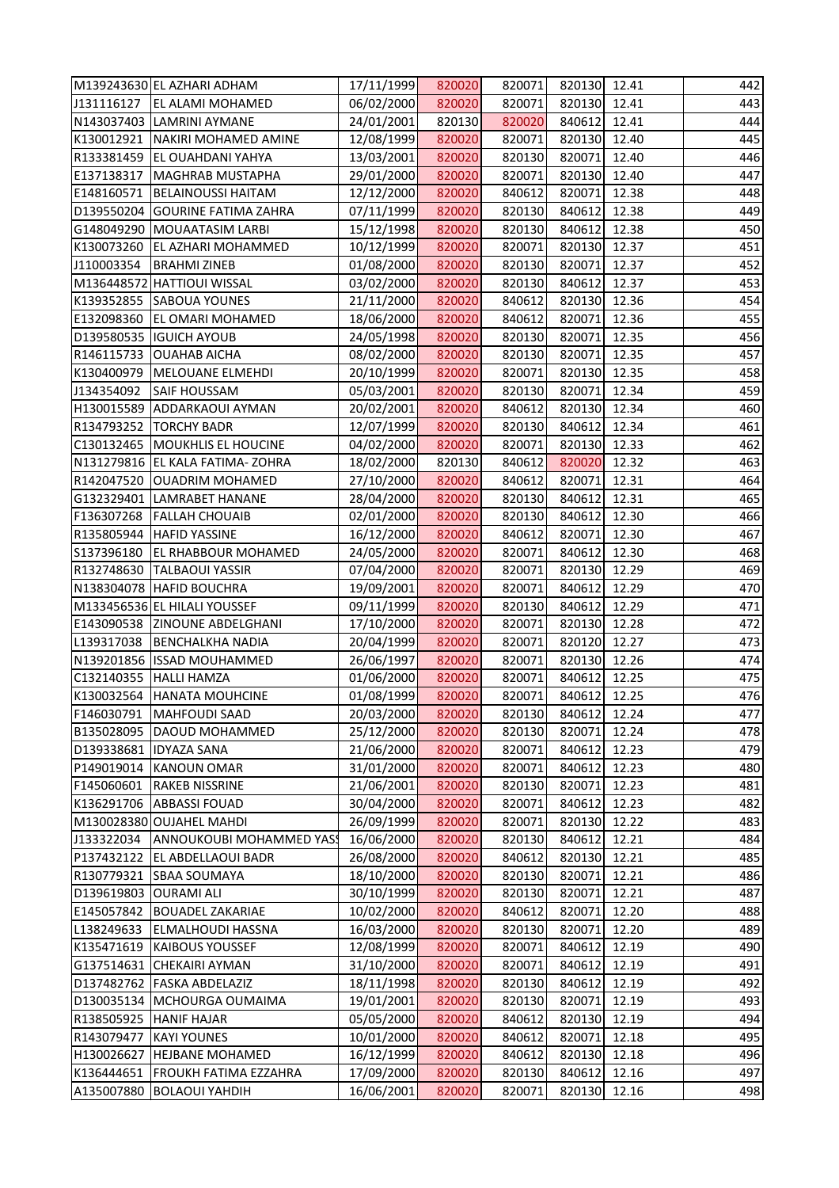| | | | | | | | |
|---|---|---|---|---|---|---|---|
| M139243630 | EL AZHARI ADHAM | 17/11/1999 | 820020 | 820071 | 820130 | 12.41 | 442 |
| J131116127 | EL ALAMI MOHAMED | 06/02/2000 | 820020 | 820071 | 820130 | 12.41 | 443 |
| N143037403 | LAMRINI AYMANE | 24/01/2001 | 820130 | 820020 | 840612 | 12.41 | 444 |
| K130012921 | NAKIRI MOHAMED AMINE | 12/08/1999 | 820020 | 820071 | 820130 | 12.40 | 445 |
| R133381459 | EL OUAHDANI YAHYA | 13/03/2001 | 820020 | 820130 | 820071 | 12.40 | 446 |
| E137138317 | MAGHRAB MUSTAPHA | 29/01/2000 | 820020 | 820071 | 820130 | 12.40 | 447 |
| E148160571 | BELAINOUSSI HAITAM | 12/12/2000 | 820020 | 840612 | 820071 | 12.38 | 448 |
| D139550204 | GOURINE FATIMA ZAHRA | 07/11/1999 | 820020 | 820130 | 840612 | 12.38 | 449 |
| G148049290 | MOUAATASIM LARBI | 15/12/1998 | 820020 | 820130 | 840612 | 12.38 | 450 |
| K130073260 | EL AZHARI MOHAMMED | 10/12/1999 | 820020 | 820071 | 820130 | 12.37 | 451 |
| J110003354 | BRAHMI ZINEB | 01/08/2000 | 820020 | 820130 | 820071 | 12.37 | 452 |
| M136448572 | HATTIOUI WISSAL | 03/02/2000 | 820020 | 820130 | 840612 | 12.37 | 453 |
| K139352855 | SABOUA YOUNES | 21/11/2000 | 820020 | 840612 | 820130 | 12.36 | 454 |
| E132098360 | EL OMARI MOHAMED | 18/06/2000 | 820020 | 840612 | 820071 | 12.36 | 455 |
| D139580535 | IGUICH AYOUB | 24/05/1998 | 820020 | 820130 | 820071 | 12.35 | 456 |
| R146115733 | OUAHAB AICHA | 08/02/2000 | 820020 | 820130 | 820071 | 12.35 | 457 |
| K130400979 | MELOUANE ELMEHDI | 20/10/1999 | 820020 | 820071 | 820130 | 12.35 | 458 |
| J134354092 | SAIF HOUSSAM | 05/03/2001 | 820020 | 820130 | 820071 | 12.34 | 459 |
| H130015589 | ADDARKAOUI AYMAN | 20/02/2001 | 820020 | 840612 | 820130 | 12.34 | 460 |
| R134793252 | TORCHY BADR | 12/07/1999 | 820020 | 820130 | 840612 | 12.34 | 461 |
| C130132465 | MOUKHLIS EL HOUCINE | 04/02/2000 | 820020 | 820071 | 820130 | 12.33 | 462 |
| N131279816 | EL KALA FATIMA- ZOHRA | 18/02/2000 | 820130 | 840612 | 820020 | 12.32 | 463 |
| R142047520 | OUADRIM MOHAMED | 27/10/2000 | 820020 | 840612 | 820071 | 12.31 | 464 |
| G132329401 | LAMRABET HANANE | 28/04/2000 | 820020 | 820130 | 840612 | 12.31 | 465 |
| F136307268 | FALLAH CHOUAIB | 02/01/2000 | 820020 | 820130 | 840612 | 12.30 | 466 |
| R135805944 | HAFID YASSINE | 16/12/2000 | 820020 | 840612 | 820071 | 12.30 | 467 |
| S137396180 | EL RHABBOUR MOHAMED | 24/05/2000 | 820020 | 820071 | 840612 | 12.30 | 468 |
| R132748630 | TALBAOUI YASSIR | 07/04/2000 | 820020 | 820071 | 820130 | 12.29 | 469 |
| N138304078 | HAFID BOUCHRA | 19/09/2001 | 820020 | 820071 | 840612 | 12.29 | 470 |
| M133456536 | EL HILALI YOUSSEF | 09/11/1999 | 820020 | 820130 | 840612 | 12.29 | 471 |
| E143090538 | ZINOUNE ABDELGHANI | 17/10/2000 | 820020 | 820071 | 820130 | 12.28 | 472 |
| L139317038 | BENCHALKHA NADIA | 20/04/1999 | 820020 | 820071 | 820120 | 12.27 | 473 |
| N139201856 | ISSAD MOUHAMMED | 26/06/1997 | 820020 | 820071 | 820130 | 12.26 | 474 |
| C132140355 | HALLI HAMZA | 01/06/2000 | 820020 | 820071 | 840612 | 12.25 | 475 |
| K130032564 | HANATA MOUHCINE | 01/08/1999 | 820020 | 820071 | 840612 | 12.25 | 476 |
| F146030791 | MAHFOUDI SAAD | 20/03/2000 | 820020 | 820130 | 840612 | 12.24 | 477 |
| B135028095 | DAOUD MOHAMMED | 25/12/2000 | 820020 | 820130 | 820071 | 12.24 | 478 |
| D139338681 | IDYAZA SANA | 21/06/2000 | 820020 | 820071 | 840612 | 12.23 | 479 |
| P149019014 | KANOUN OMAR | 31/01/2000 | 820020 | 820071 | 840612 | 12.23 | 480 |
| F145060601 | RAKEB NISSRINE | 21/06/2001 | 820020 | 820130 | 820071 | 12.23 | 481 |
| K136291706 | ABBASSI FOUAD | 30/04/2000 | 820020 | 820071 | 840612 | 12.23 | 482 |
| M130028380 | OUJAHEL MAHDI | 26/09/1999 | 820020 | 820071 | 820130 | 12.22 | 483 |
| J133322034 | ANNOUKOUBI MOHAMMED YASS | 16/06/2000 | 820020 | 820130 | 840612 | 12.21 | 484 |
| P137432122 | EL ABDELLAOUI BADR | 26/08/2000 | 820020 | 840612 | 820130 | 12.21 | 485 |
| R130779321 | SBAA SOUMAYA | 18/10/2000 | 820020 | 820130 | 820071 | 12.21 | 486 |
| D139619803 | OURAMI ALI | 30/10/1999 | 820020 | 820130 | 820071 | 12.21 | 487 |
| E145057842 | BOUADEL ZAKARIAE | 10/02/2000 | 820020 | 840612 | 820071 | 12.20 | 488 |
| L138249633 | ELMALHOUDI HASSNA | 16/03/2000 | 820020 | 820130 | 820071 | 12.20 | 489 |
| K135471619 | KAIBOUS YOUSSEF | 12/08/1999 | 820020 | 820071 | 840612 | 12.19 | 490 |
| G137514631 | CHEKAIRI AYMAN | 31/10/2000 | 820020 | 820071 | 840612 | 12.19 | 491 |
| D137482762 | FASKA ABDELAZIZ | 18/11/1998 | 820020 | 820130 | 840612 | 12.19 | 492 |
| D130035134 | MCHOURGA OUMAIMA | 19/01/2001 | 820020 | 820130 | 820071 | 12.19 | 493 |
| R138505925 | HANIF HAJAR | 05/05/2000 | 820020 | 840612 | 820130 | 12.19 | 494 |
| R143079477 | KAYI YOUNES | 10/01/2000 | 820020 | 840612 | 820071 | 12.18 | 495 |
| H130026627 | HEJBANE MOHAMED | 16/12/1999 | 820020 | 840612 | 820130 | 12.18 | 496 |
| K136444651 | FROUKH FATIMA EZZAHRA | 17/09/2000 | 820020 | 820130 | 840612 | 12.16 | 497 |
| A135007880 | BOLAOUI YAHDIH | 16/06/2001 | 820020 | 820071 | 820130 | 12.16 | 498 |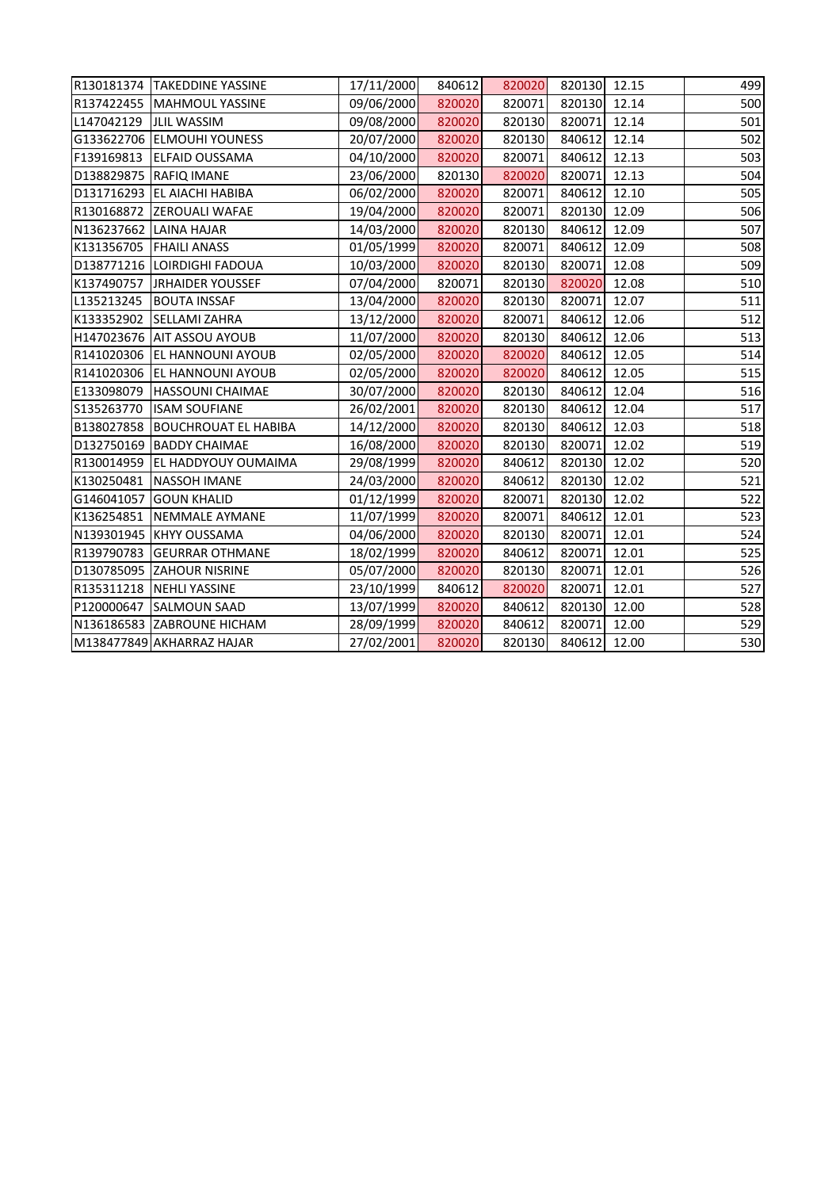| | | | | | | | |
|---|---|---|---|---|---|---|---|
| R130181374 | TAKEDDINE YASSINE | 17/11/2000 | 840612 | 820020 | 820130 | 12.15 | 499 |
| R137422455 | MAHMOUL YASSINE | 09/06/2000 | 820020 | 820071 | 820130 | 12.14 | 500 |
| L147042129 | JLIL WASSIM | 09/08/2000 | 820020 | 820130 | 820071 | 12.14 | 501 |
| G133622706 | ELMOUHI YOUNESS | 20/07/2000 | 820020 | 820130 | 840612 | 12.14 | 502 |
| F139169813 | ELFAID OUSSAMA | 04/10/2000 | 820020 | 820071 | 840612 | 12.13 | 503 |
| D138829875 | RAFIQ IMANE | 23/06/2000 | 820130 | 820020 | 820071 | 12.13 | 504 |
| D131716293 | EL AIACHI HABIBA | 06/02/2000 | 820020 | 820071 | 840612 | 12.10 | 505 |
| R130168872 | ZEROUALI WAFAE | 19/04/2000 | 820020 | 820071 | 820130 | 12.09 | 506 |
| N136237662 | LAINA HAJAR | 14/03/2000 | 820020 | 820130 | 840612 | 12.09 | 507 |
| K131356705 | FHAILI ANASS | 01/05/1999 | 820020 | 820071 | 840612 | 12.09 | 508 |
| D138771216 | LOIRDIGHI FADOUA | 10/03/2000 | 820020 | 820130 | 820071 | 12.08 | 509 |
| K137490757 | JRHAIDER YOUSSEF | 07/04/2000 | 820071 | 820130 | 820020 | 12.08 | 510 |
| L135213245 | BOUTA INSSAF | 13/04/2000 | 820020 | 820130 | 820071 | 12.07 | 511 |
| K133352902 | SELLAMI ZAHRA | 13/12/2000 | 820020 | 820071 | 840612 | 12.06 | 512 |
| H147023676 | AIT ASSOU AYOUB | 11/07/2000 | 820020 | 820130 | 840612 | 12.06 | 513 |
| R141020306 | EL HANNOUNI AYOUB | 02/05/2000 | 820020 | 820020 | 840612 | 12.05 | 514 |
| R141020306 | EL HANNOUNI AYOUB | 02/05/2000 | 820020 | 820020 | 840612 | 12.05 | 515 |
| E133098079 | HASSOUNI CHAIMAE | 30/07/2000 | 820020 | 820130 | 840612 | 12.04 | 516 |
| S135263770 | ISAM SOUFIANE | 26/02/2001 | 820020 | 820130 | 840612 | 12.04 | 517 |
| B138027858 | BOUCHROUAT EL HABIBA | 14/12/2000 | 820020 | 820130 | 840612 | 12.03 | 518 |
| D132750169 | BADDY CHAIMAE | 16/08/2000 | 820020 | 820130 | 820071 | 12.02 | 519 |
| R130014959 | EL HADDYOUY OUMAIMA | 29/08/1999 | 820020 | 840612 | 820130 | 12.02 | 520 |
| K130250481 | NASSOH IMANE | 24/03/2000 | 820020 | 840612 | 820130 | 12.02 | 521 |
| G146041057 | GOUN KHALID | 01/12/1999 | 820020 | 820071 | 820130 | 12.02 | 522 |
| K136254851 | NEMMALE AYMANE | 11/07/1999 | 820020 | 820071 | 840612 | 12.01 | 523 |
| N139301945 | KHYY OUSSAMA | 04/06/2000 | 820020 | 820130 | 820071 | 12.01 | 524 |
| R139790783 | GEURRAR OTHMANE | 18/02/1999 | 820020 | 840612 | 820071 | 12.01 | 525 |
| D130785095 | ZAHOUR NISRINE | 05/07/2000 | 820020 | 820130 | 820071 | 12.01 | 526 |
| R135311218 | NEHLI YASSINE | 23/10/1999 | 840612 | 820020 | 820071 | 12.01 | 527 |
| P120000647 | SALMOUN SAAD | 13/07/1999 | 820020 | 840612 | 820130 | 12.00 | 528 |
| N136186583 | ZABROUNE HICHAM | 28/09/1999 | 820020 | 840612 | 820071 | 12.00 | 529 |
| M138477849 | AKHARRAZ HAJAR | 27/02/2001 | 820020 | 820130 | 840612 | 12.00 | 530 |